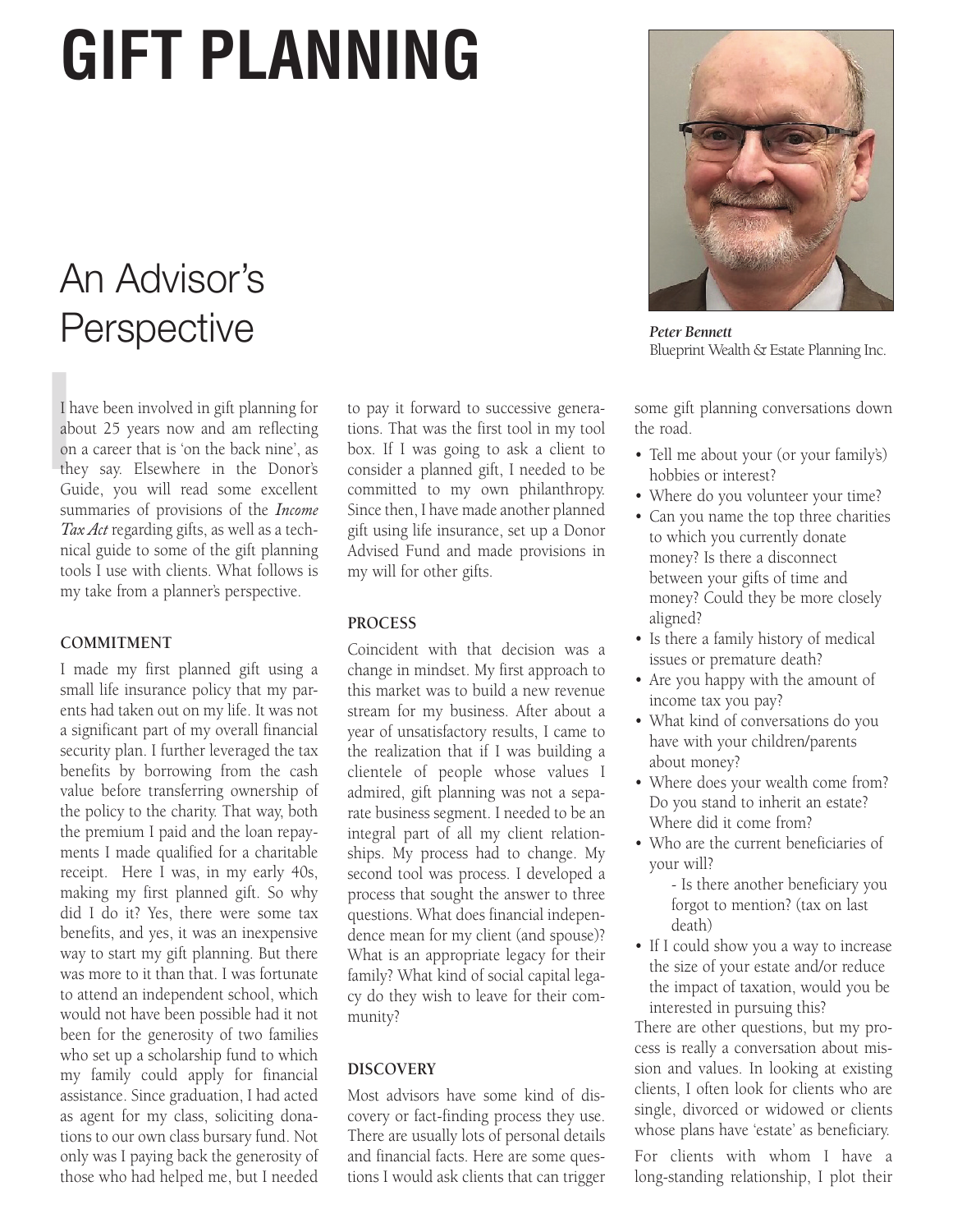# GIFT PLANNING

## An Advisor's Perspective

*Peter Bennett*
Blueprint Wealth & Estate Planning Inc.

I have been involved in gift planning for about 25 years now and am reflecting on a career that is 'on the back nine', as they say. Elsewhere in the Donor's Guide, you will read some excellent summaries of provisions of the *Income Tax Act* regarding gifts, as well as a technical guide to some of the gift planning tools I use with clients. What follows is my take from a planner's perspective.

### COMMITMENT

I made my first planned gift using a small life insurance policy that my parents had taken out on my life. It was not a significant part of my overall financial security plan. I further leveraged the tax benefits by borrowing from the cash value before transferring ownership of the policy to the charity. That way, both the premium I paid and the loan repayments I made qualified for a charitable receipt. Here I was, in my early 40s, making my first planned gift. So why did I do it? Yes, there were some tax benefits, and yes, it was an inexpensive way to start my gift planning. But there was more to it than that. I was fortunate to attend an independent school, which would not have been possible had it not been for the generosity of two families who set up a scholarship fund to which my family could apply for financial assistance. Since graduation, I had acted as agent for my class, soliciting donations to our own class bursary fund. Not only was I paying back the generosity of those who had helped me, but I needed to pay it forward to successive generations. That was the first tool in my tool box. If I was going to ask a client to consider a planned gift, I needed to be committed to my own philanthropy. Since then, I have made another planned gift using life insurance, set up a Donor Advised Fund and made provisions in my will for other gifts.

### PROCESS

Coincident with that decision was a change in mindset. My first approach to this market was to build a new revenue stream for my business. After about a year of unsatisfactory results, I came to the realization that if I was building a clientele of people whose values I admired, gift planning was not a separate business segment. I needed to be an integral part of all my client relationships. My process had to change. My second tool was process. I developed a process that sought the answer to three questions. What does financial independence mean for my client (and spouse)? What is an appropriate legacy for their family? What kind of social capital legacy do they wish to leave for their community?

### DISCOVERY

Most advisors have some kind of discovery or fact-finding process they use. There are usually lots of personal details and financial facts. Here are some questions I would ask clients that can trigger some gift planning conversations down the road.

- Tell me about your (or your family's) hobbies or interest?
- Where do you volunteer your time?
- Can you name the top three charities to which you currently donate money? Is there a disconnect between your gifts of time and money? Could they be more closely aligned?
- Is there a family history of medical issues or premature death?
- Are you happy with the amount of income tax you pay?
- What kind of conversations do you have with your children/parents about money?
- Where does your wealth come from? Do you stand to inherit an estate? Where did it come from?
- Who are the current beneficiaries of your will?
  - Is there another beneficiary you forgot to mention? (tax on last death)
- If I could show you a way to increase the size of your estate and/or reduce the impact of taxation, would you be interested in pursuing this?

There are other questions, but my process is really a conversation about mission and values. In looking at existing clients, I often look for clients who are single, divorced or widowed or clients whose plans have 'estate' as beneficiary.

For clients with whom I have a long-standing relationship, I plot their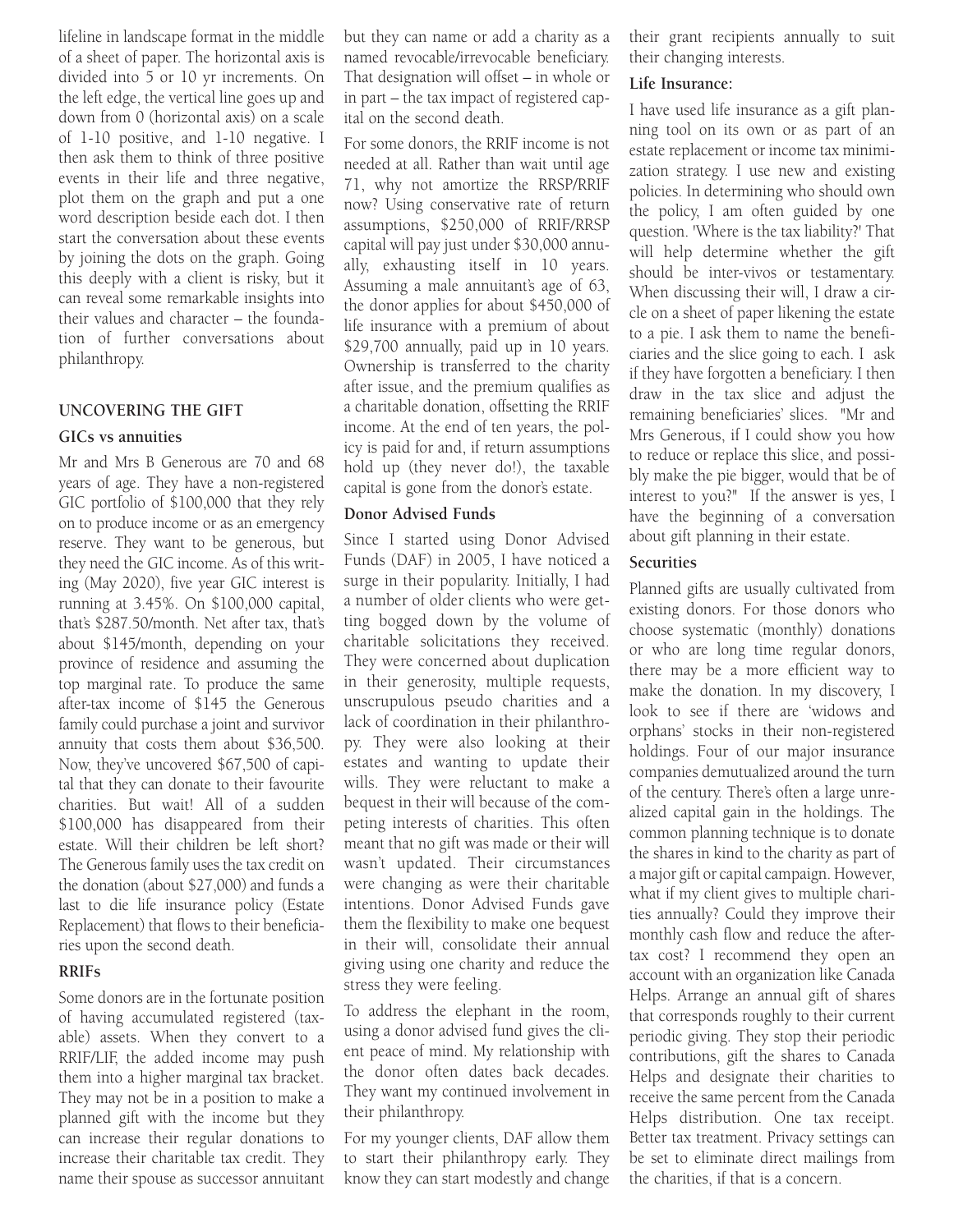lifeline in landscape format in the middle of a sheet of paper. The horizontal axis is divided into 5 or 10 yr increments. On the left edge, the vertical line goes up and down from 0 (horizontal axis) on a scale of 1-10 positive, and 1-10 negative. I then ask them to think of three positive events in their life and three negative, plot them on the graph and put a one word description beside each dot. I then start the conversation about these events by joining the dots on the graph. Going this deeply with a client is risky, but it can reveal some remarkable insights into their values and character – the foundation of further conversations about philanthropy.

## UNCOVERING THE GIFT

### GICs vs annuities

Mr and Mrs B Generous are 70 and 68 years of age. They have a non-registered GIC portfolio of $100,000 that they rely on to produce income or as an emergency reserve. They want to be generous, but they need the GIC income. As of this writing (May 2020), five year GIC interest is running at 3.45%. On $100,000 capital, that's $287.50/month. Net after tax, that's about $145/month, depending on your province of residence and assuming the top marginal rate. To produce the same after-tax income of $145 the Generous family could purchase a joint and survivor annuity that costs them about $36,500. Now, they've uncovered $67,500 of capital that they can donate to their favourite charities. But wait! All of a sudden $100,000 has disappeared from their estate. Will their children be left short? The Generous family uses the tax credit on the donation (about $27,000) and funds a last to die life insurance policy (Estate Replacement) that flows to their beneficiaries upon the second death.

### RRIFs

Some donors are in the fortunate position of having accumulated registered (taxable) assets. When they convert to a RRIF/LIF, the added income may push them into a higher marginal tax bracket. They may not be in a position to make a planned gift with the income but they can increase their regular donations to increase their charitable tax credit. They name their spouse as successor annuitant but they can name or add a charity as a named revocable/irrevocable beneficiary. That designation will offset – in whole or in part – the tax impact of registered capital on the second death.

For some donors, the RRIF income is not needed at all. Rather than wait until age 71, why not amortize the RRSP/RRIF now? Using conservative rate of return assumptions, $250,000 of RRIF/RRSP capital will pay just under $30,000 annually, exhausting itself in 10 years. Assuming a male annuitant's age of 63, the donor applies for about $450,000 of life insurance with a premium of about $29,700 annually, paid up in 10 years. Ownership is transferred to the charity after issue, and the premium qualifies as a charitable donation, offsetting the RRIF income. At the end of ten years, the policy is paid for and, if return assumptions hold up (they never do!), the taxable capital is gone from the donor's estate.

### Donor Advised Funds

Since I started using Donor Advised Funds (DAF) in 2005, I have noticed a surge in their popularity. Initially, I had a number of older clients who were getting bogged down by the volume of charitable solicitations they received. They were concerned about duplication in their generosity, multiple requests, unscrupulous pseudo charities and a lack of coordination in their philanthropy. They were also looking at their estates and wanting to update their wills. They were reluctant to make a bequest in their will because of the competing interests of charities. This often meant that no gift was made or their will wasn't updated. Their circumstances were changing as were their charitable intentions. Donor Advised Funds gave them the flexibility to make one bequest in their will, consolidate their annual giving using one charity and reduce the stress they were feeling.

To address the elephant in the room, using a donor advised fund gives the client peace of mind. My relationship with the donor often dates back decades. They want my continued involvement in their philanthropy.

For my younger clients, DAF allow them to start their philanthropy early. They know they can start modestly and change their grant recipients annually to suit their changing interests.

### Life Insurance:

I have used life insurance as a gift planning tool on its own or as part of an estate replacement or income tax minimization strategy. I use new and existing policies. In determining who should own the policy, I am often guided by one question. 'Where is the tax liability?' That will help determine whether the gift should be inter-vivos or testamentary. When discussing their will, I draw a circle on a sheet of paper likening the estate to a pie. I ask them to name the beneficiaries and the slice going to each. I ask if they have forgotten a beneficiary. I then draw in the tax slice and adjust the remaining beneficiaries' slices. "Mr and Mrs Generous, if I could show you how to reduce or replace this slice, and possibly make the pie bigger, would that be of interest to you?" If the answer is yes, I have the beginning of a conversation about gift planning in their estate.

### Securities

Planned gifts are usually cultivated from existing donors. For those donors who choose systematic (monthly) donations or who are long time regular donors, there may be a more efficient way to make the donation. In my discovery, I look to see if there are 'widows and orphans' stocks in their non-registered holdings. Four of our major insurance companies demutualized around the turn of the century. There's often a large unrealized capital gain in the holdings. The common planning technique is to donate the shares in kind to the charity as part of a major gift or capital campaign. However, what if my client gives to multiple charities annually? Could they improve their monthly cash flow and reduce the after-tax cost? I recommend they open an account with an organization like Canada Helps. Arrange an annual gift of shares that corresponds roughly to their current periodic giving. They stop their periodic contributions, gift the shares to Canada Helps and designate their charities to receive the same percent from the Canada Helps distribution. One tax receipt. Better tax treatment. Privacy settings can be set to eliminate direct mailings from the charities, if that is a concern.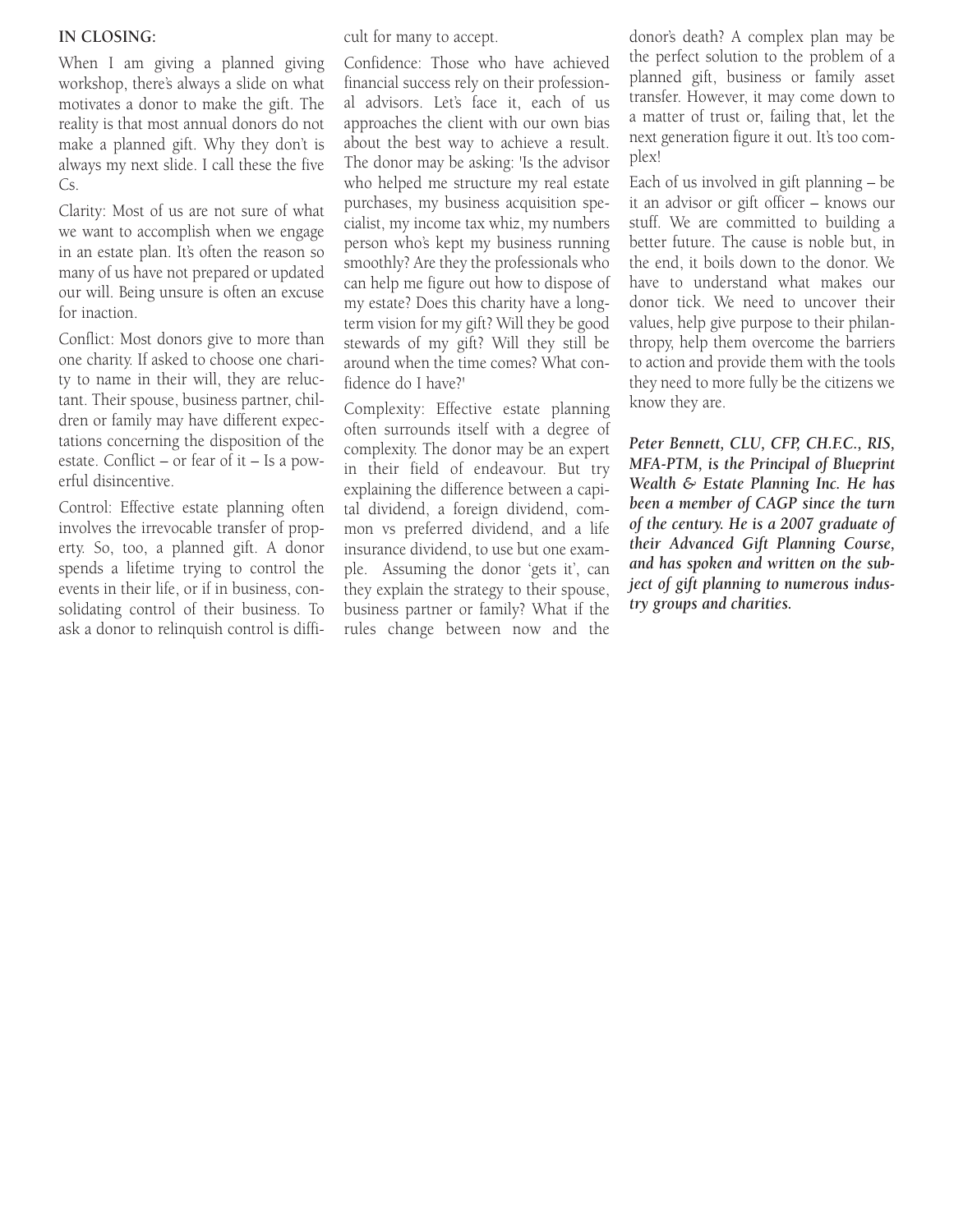**IN CLOSING:**

When I am giving a planned giving workshop, there's always a slide on what motivates a donor to make the gift. The reality is that most annual donors do not make a planned gift. Why they don't is always my next slide. I call these the five Cs.

Clarity: Most of us are not sure of what we want to accomplish when we engage in an estate plan. It's often the reason so many of us have not prepared or updated our will. Being unsure is often an excuse for inaction.

Conflict: Most donors give to more than one charity. If asked to choose one charity to name in their will, they are reluctant. Their spouse, business partner, children or family may have different expectations concerning the disposition of the estate. Conflict – or fear of it – Is a powerful disincentive.

Control: Effective estate planning often involves the irrevocable transfer of property. So, too, a planned gift. A donor spends a lifetime trying to control the events in their life, or if in business, consolidating control of their business. To ask a donor to relinquish control is difficult for many to accept.

Confidence: Those who have achieved financial success rely on their professional advisors. Let's face it, each of us approaches the client with our own bias about the best way to achieve a result. The donor may be asking: 'Is the advisor who helped me structure my real estate purchases, my business acquisition specialist, my income tax whiz, my numbers person who's kept my business running smoothly? Are they the professionals who can help me figure out how to dispose of my estate? Does this charity have a long-term vision for my gift? Will they be good stewards of my gift? Will they still be around when the time comes? What confidence do I have?'

Complexity: Effective estate planning often surrounds itself with a degree of complexity. The donor may be an expert in their field of endeavour. But try explaining the difference between a capital dividend, a foreign dividend, common vs preferred dividend, and a life insurance dividend, to use but one example. Assuming the donor 'gets it', can they explain the strategy to their spouse, business partner or family? What if the rules change between now and the donor's death? A complex plan may be the perfect solution to the problem of a planned gift, business or family asset transfer. However, it may come down to a matter of trust or, failing that, let the next generation figure it out. It's too complex!

Each of us involved in gift planning – be it an advisor or gift officer – knows our stuff. We are committed to building a better future. The cause is noble but, in the end, it boils down to the donor. We have to understand what makes our donor tick. We need to uncover their values, help give purpose to their philanthropy, help them overcome the barriers to action and provide them with the tools they need to more fully be the citizens we know they are.

***Peter Bennett, CLU, CFP, CH.F.C., RIS, MFA-PTM, is the Principal of Blueprint Wealth & Estate Planning Inc. He has been a member of CAGP since the turn of the century. He is a 2007 graduate of their Advanced Gift Planning Course, and has spoken and written on the subject of gift planning to numerous industry groups and charities.***